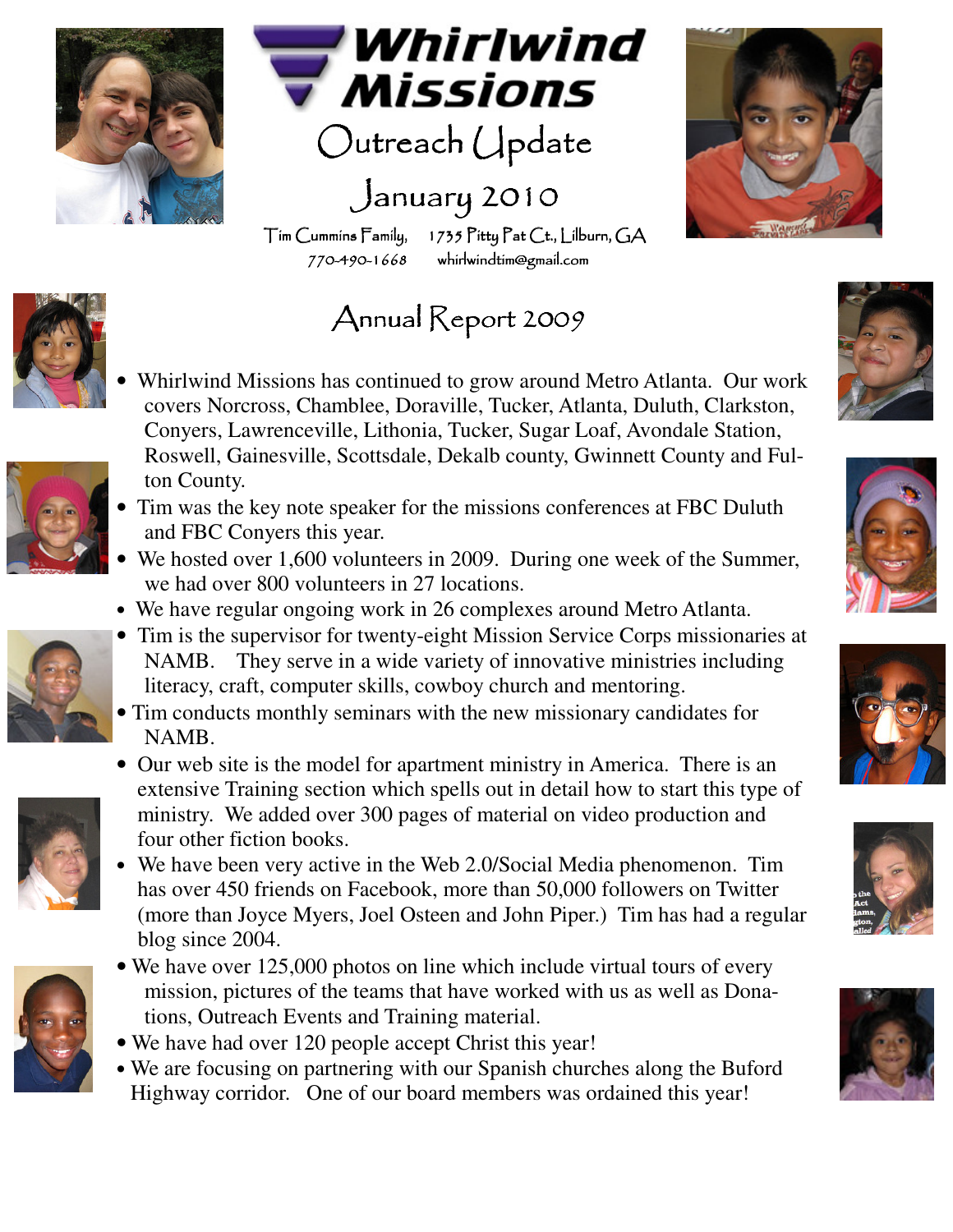# Whirlwind Missions

## Outreach Update

## January 2010

Tim Cummins Family, 1735 Pitty Pat Ct., Lilburn, GA
770-490-1668 whirlwindtim@gmail.com

## Annual Report 2009

- Whirlwind Missions has continued to grow around Metro Atlanta. Our work covers Norcross, Chamblee, Doraville, Tucker, Atlanta, Duluth, Clarkston, Conyers, Lawrenceville, Lithonia, Tucker, Sugar Loaf, Avondale Station, Roswell, Gainesville, Scottsdale, Dekalb county, Gwinnett County and Fulton County.
- Tim was the key note speaker for the missions conferences at FBC Duluth and FBC Conyers this year.
- We hosted over 1,600 volunteers in 2009. During one week of the Summer, we had over 800 volunteers in 27 locations.
- We have regular ongoing work in 26 complexes around Metro Atlanta.
- Tim is the supervisor for twenty-eight Mission Service Corps missionaries at NAMB. They serve in a wide variety of innovative ministries including literacy, craft, computer skills, cowboy church and mentoring.
- Tim conducts monthly seminars with the new missionary candidates for NAMB.
- Our web site is the model for apartment ministry in America. There is an extensive Training section which spells out in detail how to start this type of ministry. We added over 300 pages of material on video production and four other fiction books.
- We have been very active in the Web 2.0/Social Media phenomenon. Tim has over 450 friends on Facebook, more than 50,000 followers on Twitter (more than Joyce Myers, Joel Osteen and John Piper.) Tim has had a regular blog since 2004.
- We have over 125,000 photos on line which include virtual tours of every mission, pictures of the teams that have worked with us as well as Donations, Outreach Events and Training material.
- We have had over 120 people accept Christ this year!
- We are focusing on partnering with our Spanish churches along the Buford Highway corridor. One of our board members was ordained this year!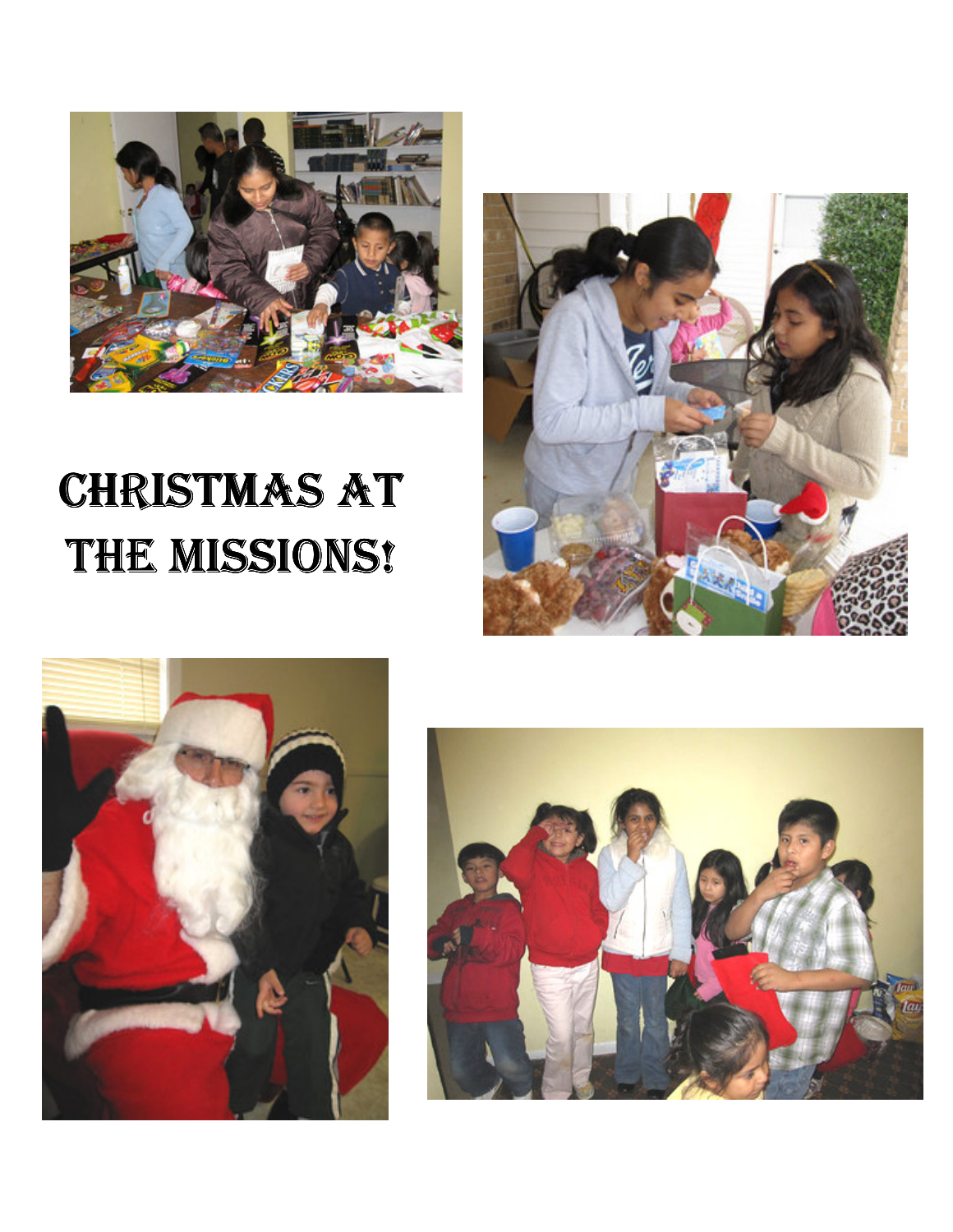# Christmas at the Missions!